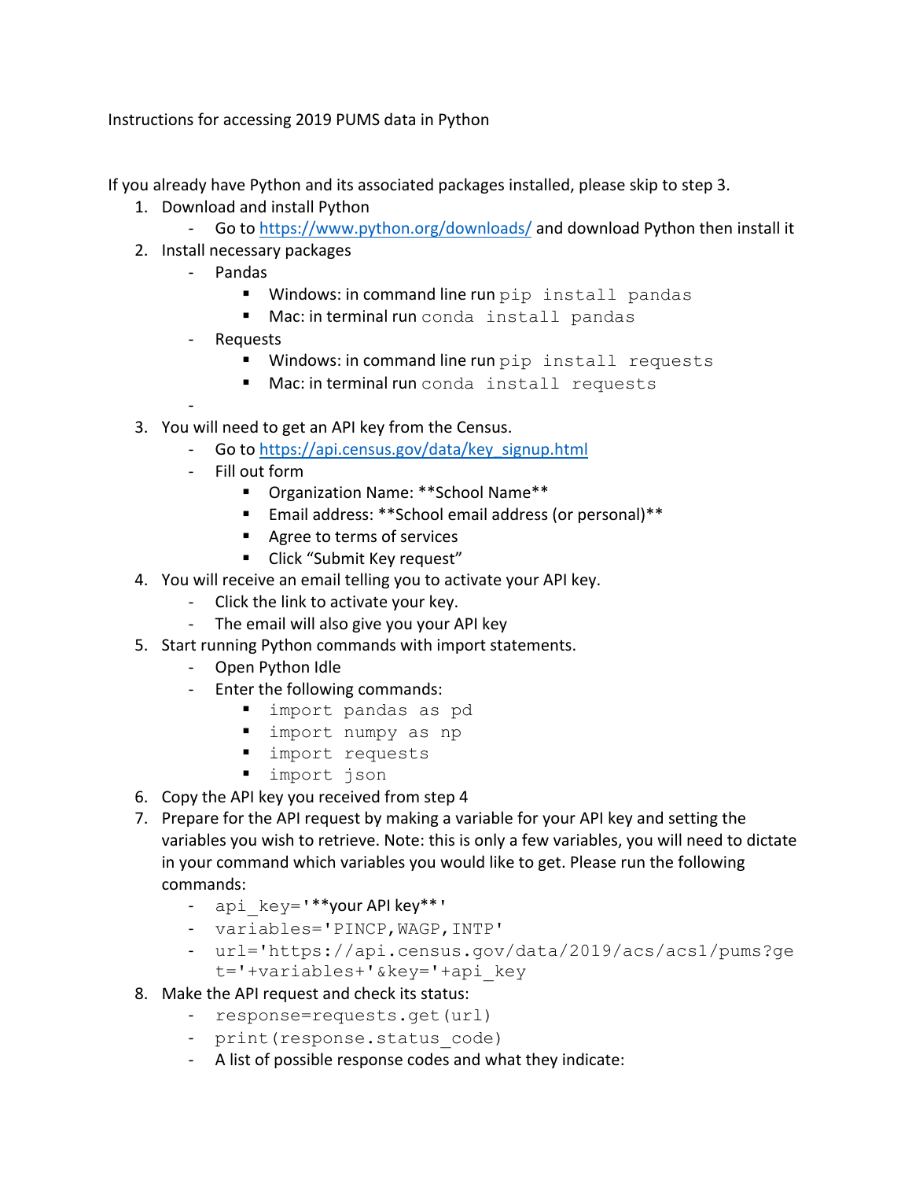Instructions for accessing 2019 PUMS data in Python

If you already have Python and its associated packages installed, please skip to step 3.

1. Download and install Python
   - Go to https://www.python.org/downloads/ and download Python then install it
2. Install necessary packages
   - Pandas
     - Windows: in command line run `pip install pandas`
     - Mac: in terminal run `conda install pandas`
   - Requests
     - Windows: in command line run `pip install requests`
     - Mac: in terminal run `conda install requests`
   -
3. You will need to get an API key from the Census.
   - Go to https://api.census.gov/data/key_signup.html
   - Fill out form
     - Organization Name: **School Name**
     - Email address: **School email address (or personal)**
     - Agree to terms of services
     - Click "Submit Key request"
4. You will receive an email telling you to activate your API key.
   - Click the link to activate your key.
   - The email will also give you your API key
5. Start running Python commands with import statements.
   - Open Python Idle
   - Enter the following commands:
     - `import pandas as pd`
     - `import numpy as np`
     - `import requests`
     - `import json`
6. Copy the API key you received from step 4
7. Prepare for the API request by making a variable for your API key and setting the variables you wish to retrieve. Note: this is only a few variables, you will need to dictate in your command which variables you would like to get. Please run the following commands:
   - `api_key='`**your API key**`'`
   - `variables='PINCP,WAGP,INTP'`
   - `url='https://api.census.gov/data/2019/acs/acs1/pums?get='+variables+'&key='+api_key`
8. Make the API request and check its status:
   - `response=requests.get(url)`
   - `print(response.status_code)`
   - A list of possible response codes and what they indicate: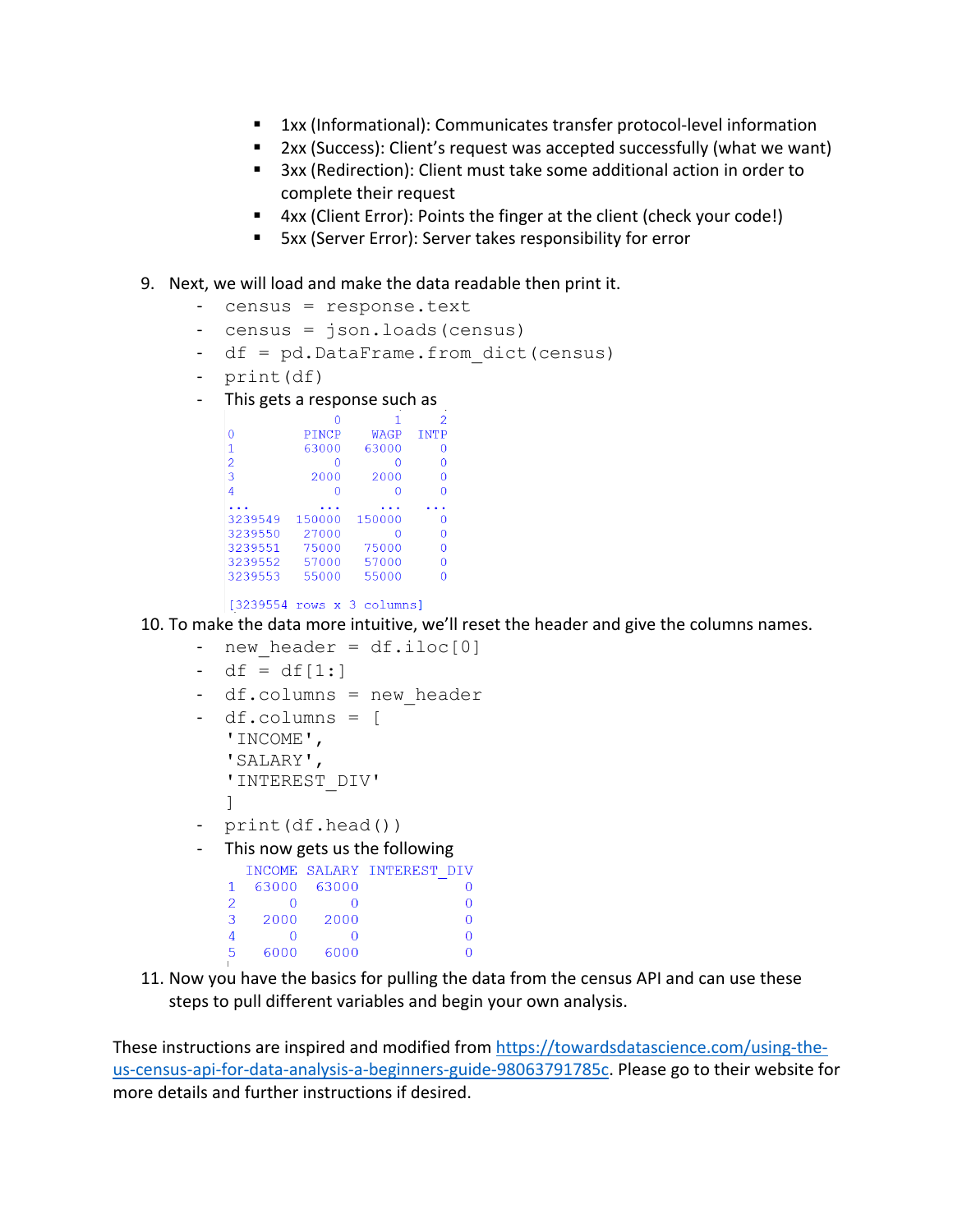- 1xx (Informational): Communicates transfer protocol-level information
- 2xx (Success): Client's request was accepted successfully (what we want)
- 3xx (Redirection): Client must take some additional action in order to complete their request
- 4xx (Client Error): Points the finger at the client (check your code!)
- 5xx (Server Error): Server takes responsibility for error

9. Next, we will load and make the data readable then print it.
   - `census = response.text`
   - `census = json.loads(census)`
   - `df = pd.DataFrame.from_dict(census)`
   - `print(df)`
   - This gets a response such as

```
               0        1     2
0          PINCP     WAGP  INTP
1          63000    63000     0
2              0        0     0
3           2000     2000     0
4              0        0     0
...          ...      ...   ...
3239549   150000   150000     0
3239550    27000        0     0
3239551    75000    75000     0
3239552    57000    57000     0
3239553    55000    55000     0

[3239554 rows x 3 columns]
```

10. To make the data more intuitive, we'll reset the header and give the columns names.
    - `new_header = df.iloc[0]`
    - `df = df[1:]`
    - `df.columns = new_header`
    - ```
      df.columns = [
      'INCOME',
      'SALARY',
      'INTEREST_DIV'
      ]
      ```
    - `print(df.head())`
    - This now gets us the following

```
  INCOME SALARY INTEREST_DIV
1  63000  63000            0
2      0      0            0
3   2000   2000            0
4      0      0            0
5   6000   6000            0
```

11. Now you have the basics for pulling the data from the census API and can use these steps to pull different variables and begin your own analysis.

These instructions are inspired and modified from https://towardsdatascience.com/using-the-us-census-api-for-data-analysis-a-beginners-guide-98063791785c. Please go to their website for more details and further instructions if desired.